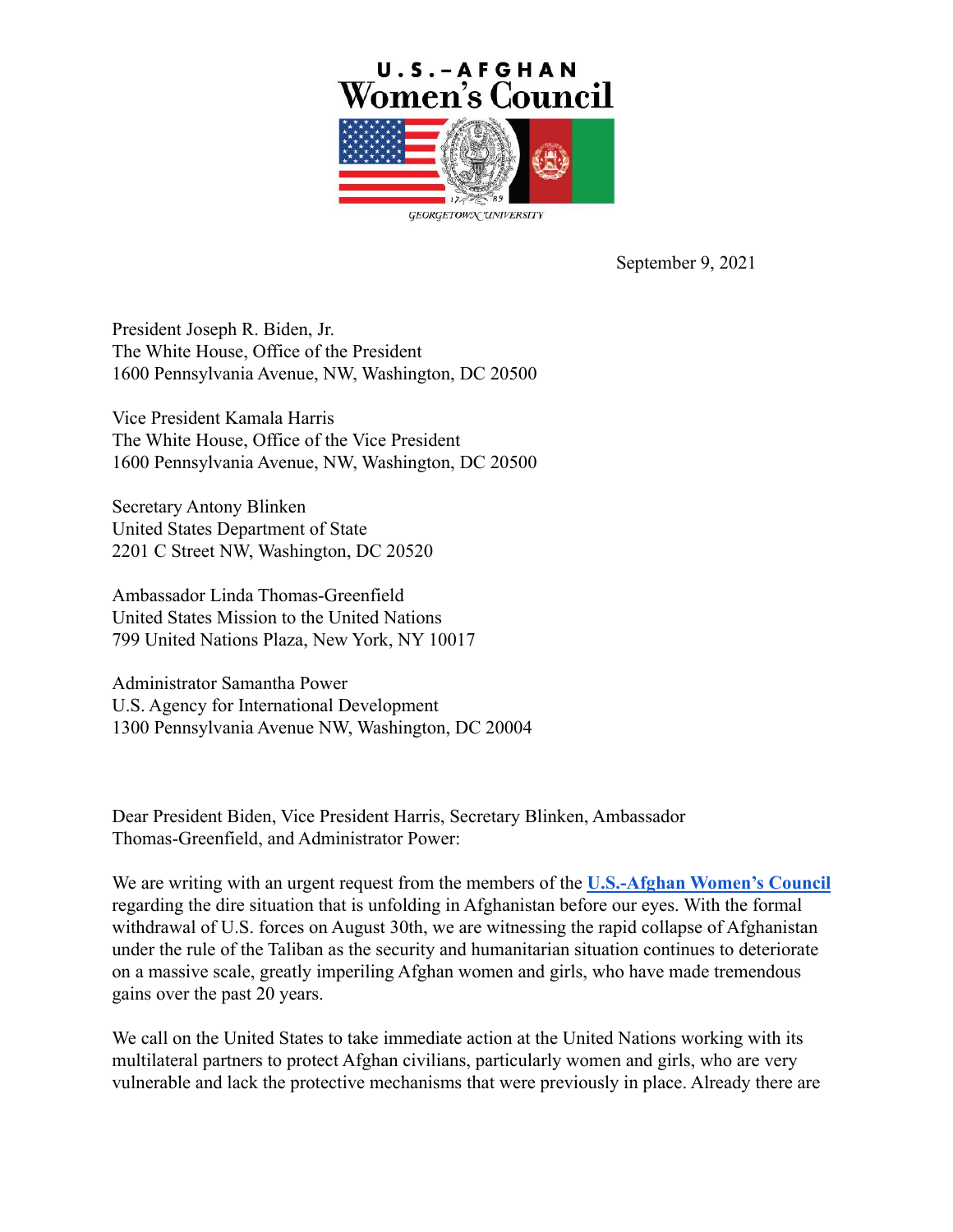U.S.-AFGHAN
Women's Council

GEORGETOWN UNIVERSITY

September 9, 2021

President Joseph R. Biden, Jr.
The White House, Office of the President
1600 Pennsylvania Avenue, NW, Washington, DC 20500

Vice President Kamala Harris
The White House, Office of the Vice President
1600 Pennsylvania Avenue, NW, Washington, DC 20500

Secretary Antony Blinken
United States Department of State
2201 C Street NW, Washington, DC 20520

Ambassador Linda Thomas-Greenfield
United States Mission to the United Nations
799 United Nations Plaza, New York, NY 10017

Administrator Samantha Power
U.S. Agency for International Development
1300 Pennsylvania Avenue NW, Washington, DC 20004

Dear President Biden, Vice President Harris, Secretary Blinken, Ambassador Thomas-Greenfield, and Administrator Power:

We are writing with an urgent request from the members of the **U.S.-Afghan Women's Council** regarding the dire situation that is unfolding in Afghanistan before our eyes. With the formal withdrawal of U.S. forces on August 30th, we are witnessing the rapid collapse of Afghanistan under the rule of the Taliban as the security and humanitarian situation continues to deteriorate on a massive scale, greatly imperiling Afghan women and girls, who have made tremendous gains over the past 20 years.

We call on the United States to take immediate action at the United Nations working with its multilateral partners to protect Afghan civilians, particularly women and girls, who are very vulnerable and lack the protective mechanisms that were previously in place. Already there are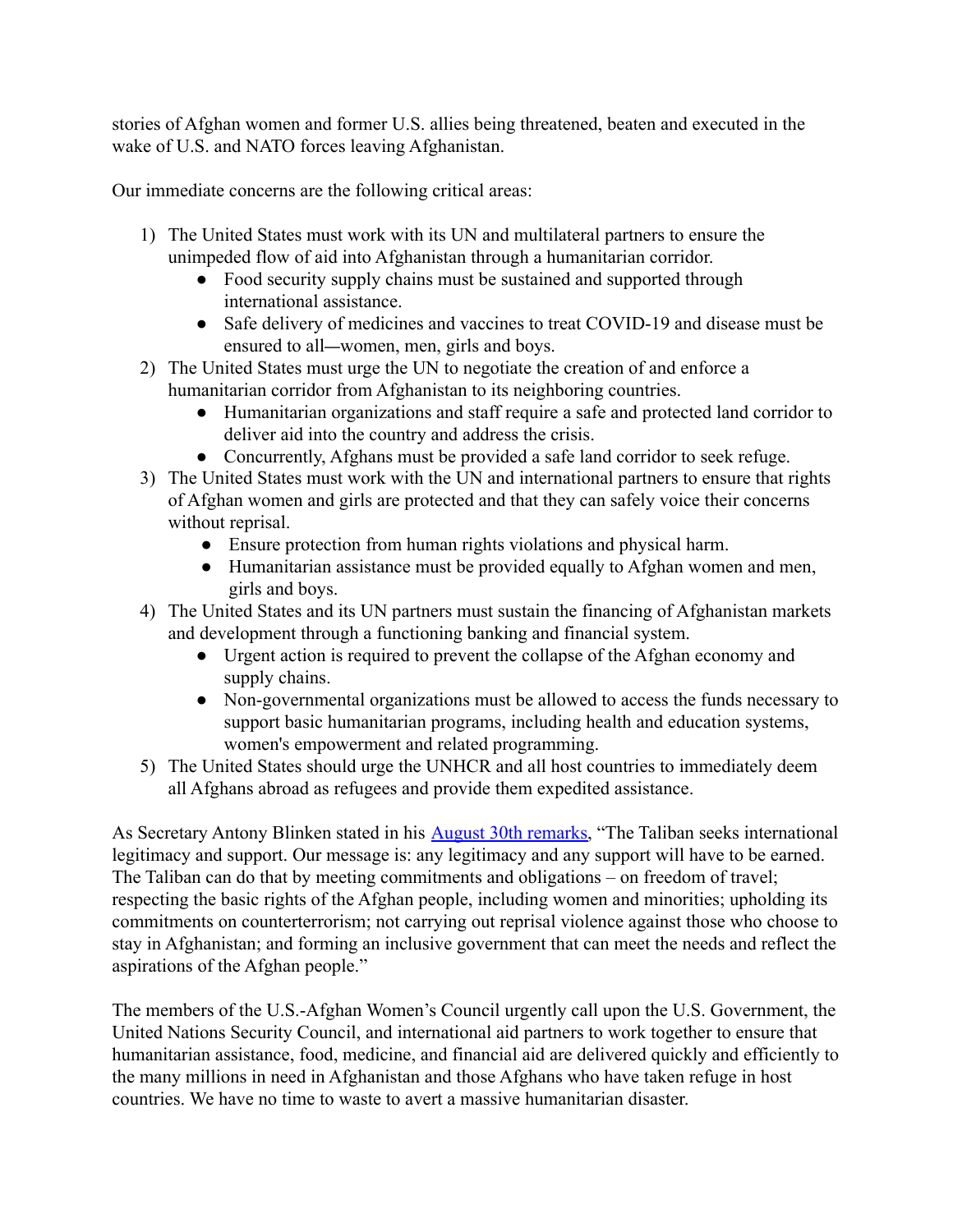stories of Afghan women and former U.S. allies being threatened, beaten and executed in the wake of U.S. and NATO forces leaving Afghanistan.

Our immediate concerns are the following critical areas:

1) The United States must work with its UN and multilateral partners to ensure the unimpeded flow of aid into Afghanistan through a humanitarian corridor.
   - Food security supply chains must be sustained and supported through international assistance.
   - Safe delivery of medicines and vaccines to treat COVID-19 and disease must be ensured to all—women, men, girls and boys.
2) The United States must urge the UN to negotiate the creation of and enforce a humanitarian corridor from Afghanistan to its neighboring countries.
   - Humanitarian organizations and staff require a safe and protected land corridor to deliver aid into the country and address the crisis.
   - Concurrently, Afghans must be provided a safe land corridor to seek refuge.
3) The United States must work with the UN and international partners to ensure that rights of Afghan women and girls are protected and that they can safely voice their concerns without reprisal.
   - Ensure protection from human rights violations and physical harm.
   - Humanitarian assistance must be provided equally to Afghan women and men, girls and boys.
4) The United States and its UN partners must sustain the financing of Afghanistan markets and development through a functioning banking and financial system.
   - Urgent action is required to prevent the collapse of the Afghan economy and supply chains.
   - Non-governmental organizations must be allowed to access the funds necessary to support basic humanitarian programs, including health and education systems, women's empowerment and related programming.
5) The United States should urge the UNHCR and all host countries to immediately deem all Afghans abroad as refugees and provide them expedited assistance.

As Secretary Antony Blinken stated in his August 30th remarks, "The Taliban seeks international legitimacy and support. Our message is: any legitimacy and any support will have to be earned. The Taliban can do that by meeting commitments and obligations – on freedom of travel; respecting the basic rights of the Afghan people, including women and minorities; upholding its commitments on counterterrorism; not carrying out reprisal violence against those who choose to stay in Afghanistan; and forming an inclusive government that can meet the needs and reflect the aspirations of the Afghan people."

The members of the U.S.-Afghan Women's Council urgently call upon the U.S. Government, the United Nations Security Council, and international aid partners to work together to ensure that humanitarian assistance, food, medicine, and financial aid are delivered quickly and efficiently to the many millions in need in Afghanistan and those Afghans who have taken refuge in host countries. We have no time to waste to avert a massive humanitarian disaster.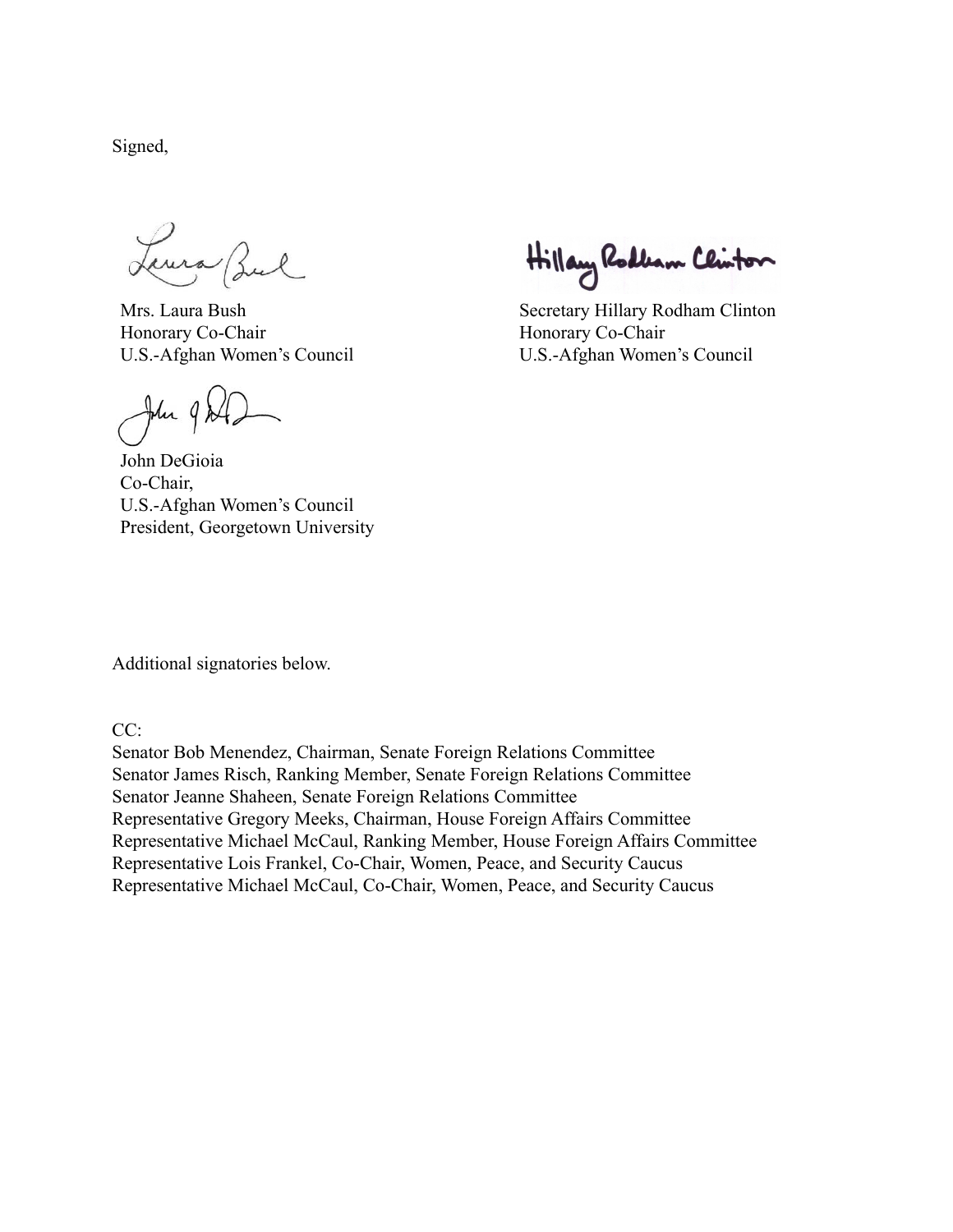Signed,

Mrs. Laura Bush
Honorary Co-Chair
U.S.-Afghan Women's Council

Secretary Hillary Rodham Clinton
Honorary Co-Chair
U.S.-Afghan Women's Council

John DeGioia
Co-Chair,
U.S.-Afghan Women's Council
President, Georgetown University

Additional signatories below.

CC:
Senator Bob Menendez, Chairman, Senate Foreign Relations Committee
Senator James Risch, Ranking Member, Senate Foreign Relations Committee
Senator Jeanne Shaheen, Senate Foreign Relations Committee
Representative Gregory Meeks, Chairman, House Foreign Affairs Committee
Representative Michael McCaul, Ranking Member, House Foreign Affairs Committee
Representative Lois Frankel, Co-Chair, Women, Peace, and Security Caucus
Representative Michael McCaul, Co-Chair, Women, Peace, and Security Caucus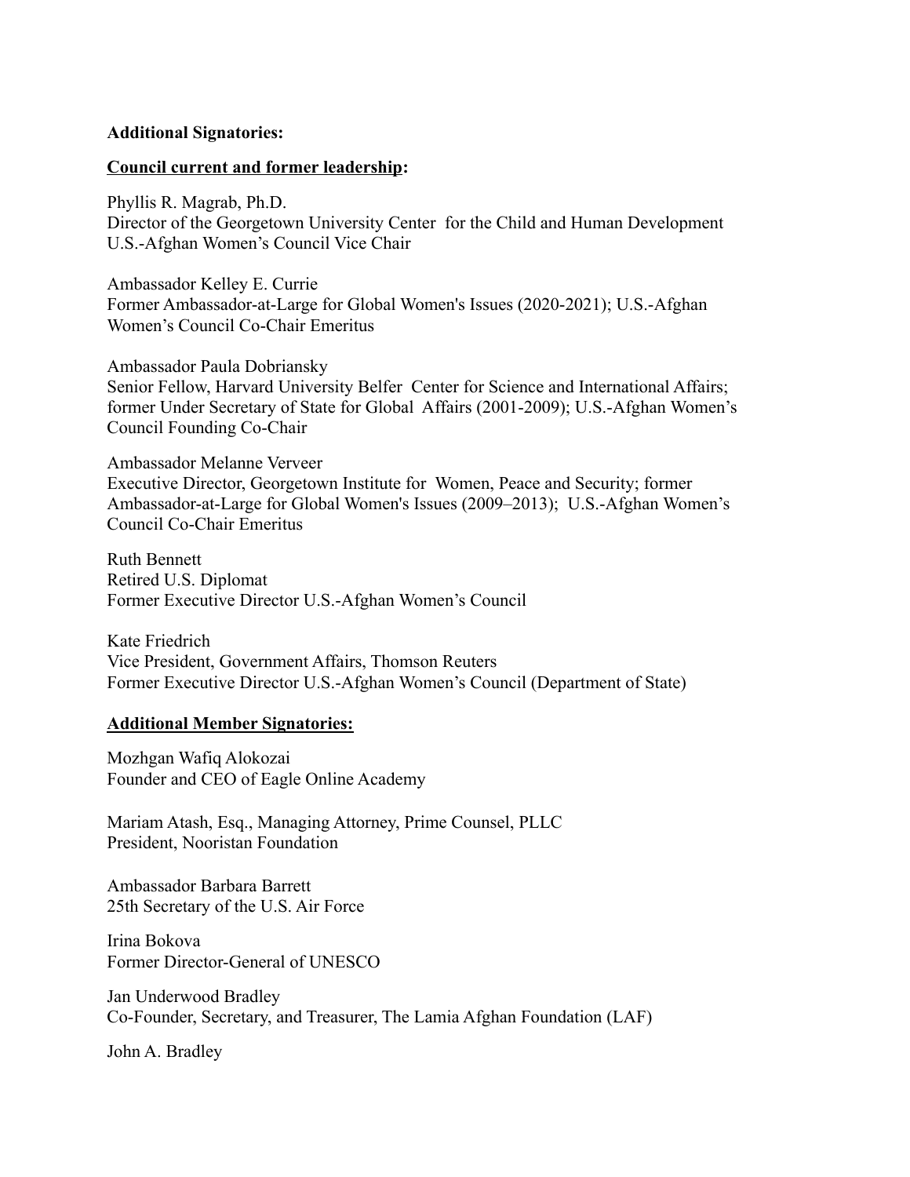**Additional Signatories:**

**Council current and former leadership:**

Phyllis R. Magrab, Ph.D.
Director of the Georgetown University Center for the Child and Human Development
U.S.-Afghan Women's Council Vice Chair

Ambassador Kelley E. Currie
Former Ambassador-at-Large for Global Women's Issues (2020-2021); U.S.-Afghan Women's Council Co-Chair Emeritus

Ambassador Paula Dobriansky
Senior Fellow, Harvard University Belfer Center for Science and International Affairs; former Under Secretary of State for Global Affairs (2001-2009); U.S.-Afghan Women's Council Founding Co-Chair

Ambassador Melanne Verveer
Executive Director, Georgetown Institute for Women, Peace and Security; former Ambassador-at-Large for Global Women's Issues (2009–2013); U.S.-Afghan Women's Council Co-Chair Emeritus

Ruth Bennett
Retired U.S. Diplomat
Former Executive Director U.S.-Afghan Women's Council

Kate Friedrich
Vice President, Government Affairs, Thomson Reuters
Former Executive Director U.S.-Afghan Women's Council (Department of State)

**Additional Member Signatories:**

Mozhgan Wafiq Alokozai
Founder and CEO of Eagle Online Academy

Mariam Atash, Esq., Managing Attorney, Prime Counsel, PLLC
President, Nooristan Foundation

Ambassador Barbara Barrett
25th Secretary of the U.S. Air Force

Irina Bokova
Former Director-General of UNESCO

Jan Underwood Bradley
Co-Founder, Secretary, and Treasurer, The Lamia Afghan Foundation (LAF)

John A. Bradley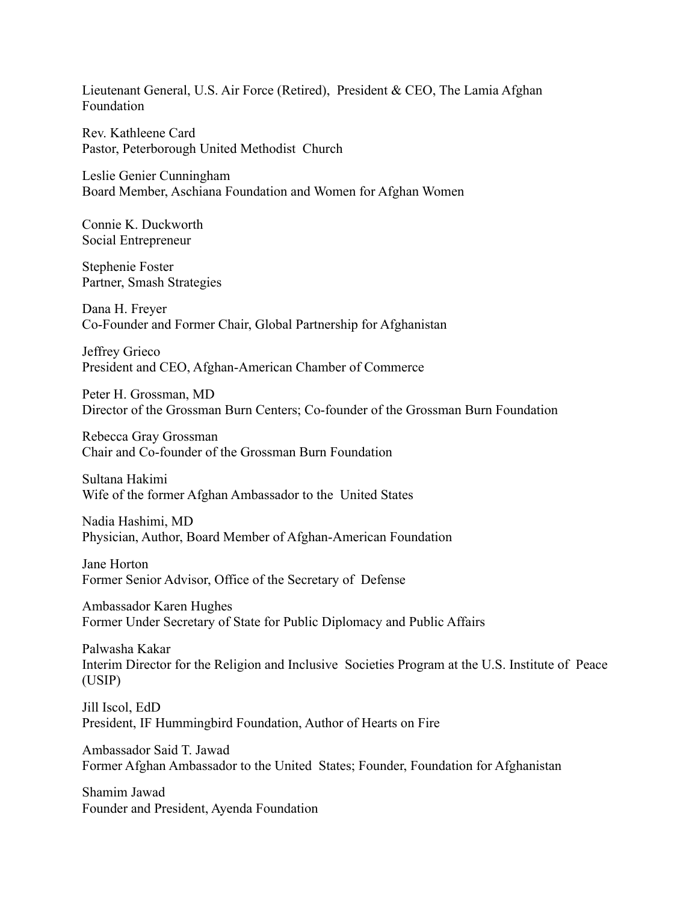Lieutenant General, U.S. Air Force (Retired), President & CEO, The Lamia Afghan Foundation

Rev. Kathleene Card
Pastor, Peterborough United Methodist Church

Leslie Genier Cunningham
Board Member, Aschiana Foundation and Women for Afghan Women

Connie K. Duckworth
Social Entrepreneur

Stephenie Foster
Partner, Smash Strategies

Dana H. Freyer
Co-Founder and Former Chair, Global Partnership for Afghanistan

Jeffrey Grieco
President and CEO, Afghan-American Chamber of Commerce

Peter H. Grossman, MD
Director of the Grossman Burn Centers; Co-founder of the Grossman Burn Foundation

Rebecca Gray Grossman
Chair and Co-founder of the Grossman Burn Foundation

Sultana Hakimi
Wife of the former Afghan Ambassador to the United States

Nadia Hashimi, MD
Physician, Author, Board Member of Afghan-American Foundation

Jane Horton
Former Senior Advisor, Office of the Secretary of Defense

Ambassador Karen Hughes
Former Under Secretary of State for Public Diplomacy and Public Affairs

Palwasha Kakar
Interim Director for the Religion and Inclusive Societies Program at the U.S. Institute of Peace (USIP)

Jill Iscol, EdD
President, IF Hummingbird Foundation, Author of Hearts on Fire

Ambassador Said T. Jawad
Former Afghan Ambassador to the United States; Founder, Foundation for Afghanistan

Shamim Jawad
Founder and President, Ayenda Foundation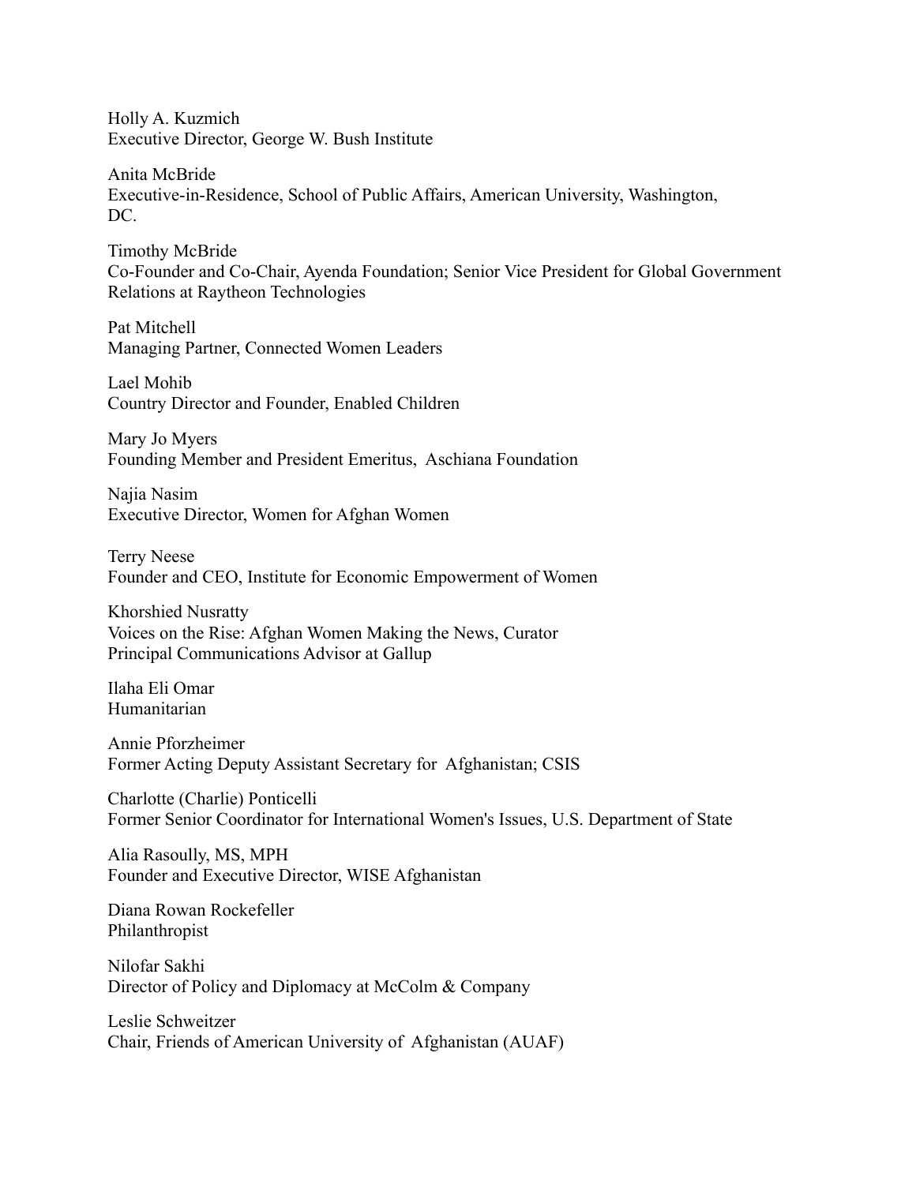Holly A. Kuzmich
Executive Director, George W. Bush Institute

Anita McBride
Executive-in-Residence, School of Public Affairs, American University, Washington, DC.

Timothy McBride
Co-Founder and Co-Chair, Ayenda Foundation; Senior Vice President for Global Government Relations at Raytheon Technologies

Pat Mitchell
Managing Partner, Connected Women Leaders

Lael Mohib
Country Director and Founder, Enabled Children

Mary Jo Myers
Founding Member and President Emeritus, Aschiana Foundation

Najia Nasim
Executive Director, Women for Afghan Women

Terry Neese
Founder and CEO, Institute for Economic Empowerment of Women

Khorshied Nusratty
Voices on the Rise: Afghan Women Making the News, Curator
Principal Communications Advisor at Gallup

Ilaha Eli Omar
Humanitarian

Annie Pforzheimer
Former Acting Deputy Assistant Secretary for Afghanistan; CSIS

Charlotte (Charlie) Ponticelli
Former Senior Coordinator for International Women's Issues, U.S. Department of State

Alia Rasoully, MS, MPH
Founder and Executive Director, WISE Afghanistan

Diana Rowan Rockefeller
Philanthropist

Nilofar Sakhi
Director of Policy and Diplomacy at McColm & Company

Leslie Schweitzer
Chair, Friends of American University of Afghanistan (AUAF)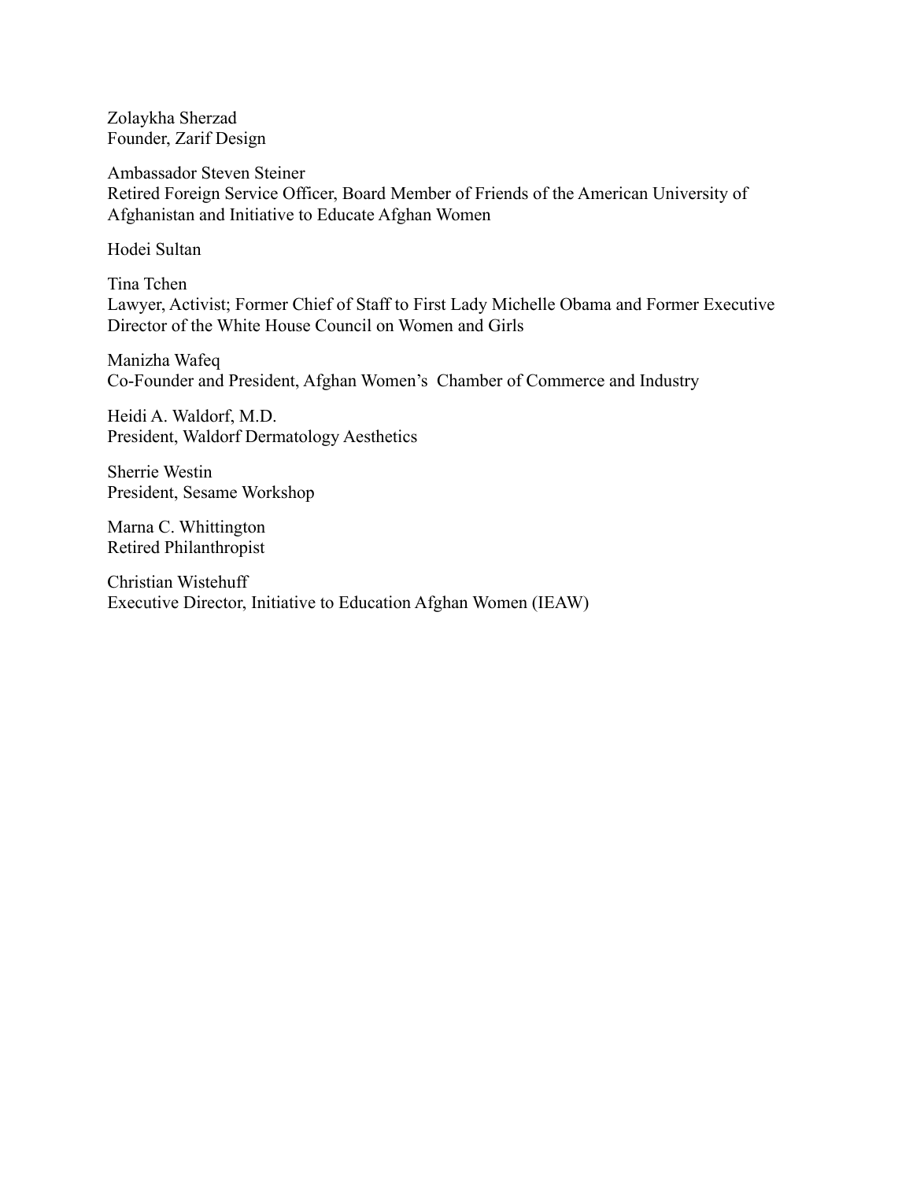Zolaykha Sherzad
Founder, Zarif Design

Ambassador Steven Steiner
Retired Foreign Service Officer, Board Member of Friends of the American University of Afghanistan and Initiative to Educate Afghan Women

Hodei Sultan

Tina Tchen
Lawyer, Activist; Former Chief of Staff to First Lady Michelle Obama and Former Executive Director of the White House Council on Women and Girls

Manizha Wafeq
Co-Founder and President, Afghan Women's Chamber of Commerce and Industry

Heidi A. Waldorf, M.D.
President, Waldorf Dermatology Aesthetics

Sherrie Westin
President, Sesame Workshop

Marna C. Whittington
Retired Philanthropist

Christian Wistehuff
Executive Director, Initiative to Education Afghan Women (IEAW)